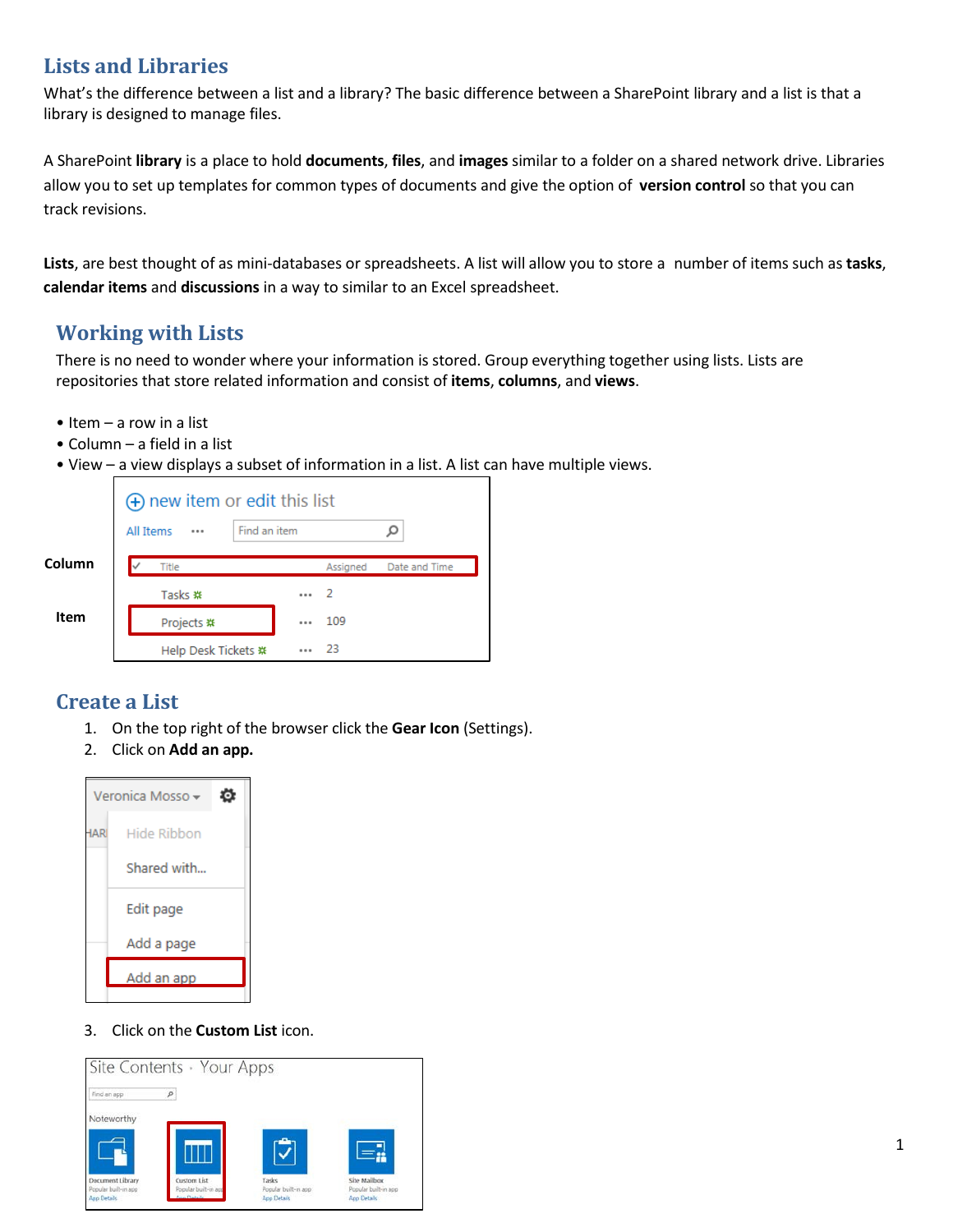## Lists and Libraries

What's the difference between a list and a library? The basic difference between a SharePoint library and a list is that a library is designed to manage files.

A SharePoint **library** is a place to hold **documents**, **files**, and **images** similar to a folder on a shared network drive. Libraries allow you to set up templates for common types of documents and give the option of **version control** so that you can track revisions.

**Lists**, are best thought of as mini-databases or spreadsheets. A list will allow you to store a number of items such as **tasks**, **calendar items** and **discussions** in a way to similar to an Excel spreadsheet.

### Working with Lists

There is no need to wonder where your information is stored. Group everything together using lists. Lists are repositories that store related information and consist of **items**, **columns**, and **views**.

- Item – a row in a list
- Column – a field in a list
- View – a view displays a subset of information in a list. A list can have multiple views.

### Create a List

1. On the top right of the browser click the **Gear Icon** (Settings).
2. Click on **Add an app.**

3. Click on the **Custom List** icon.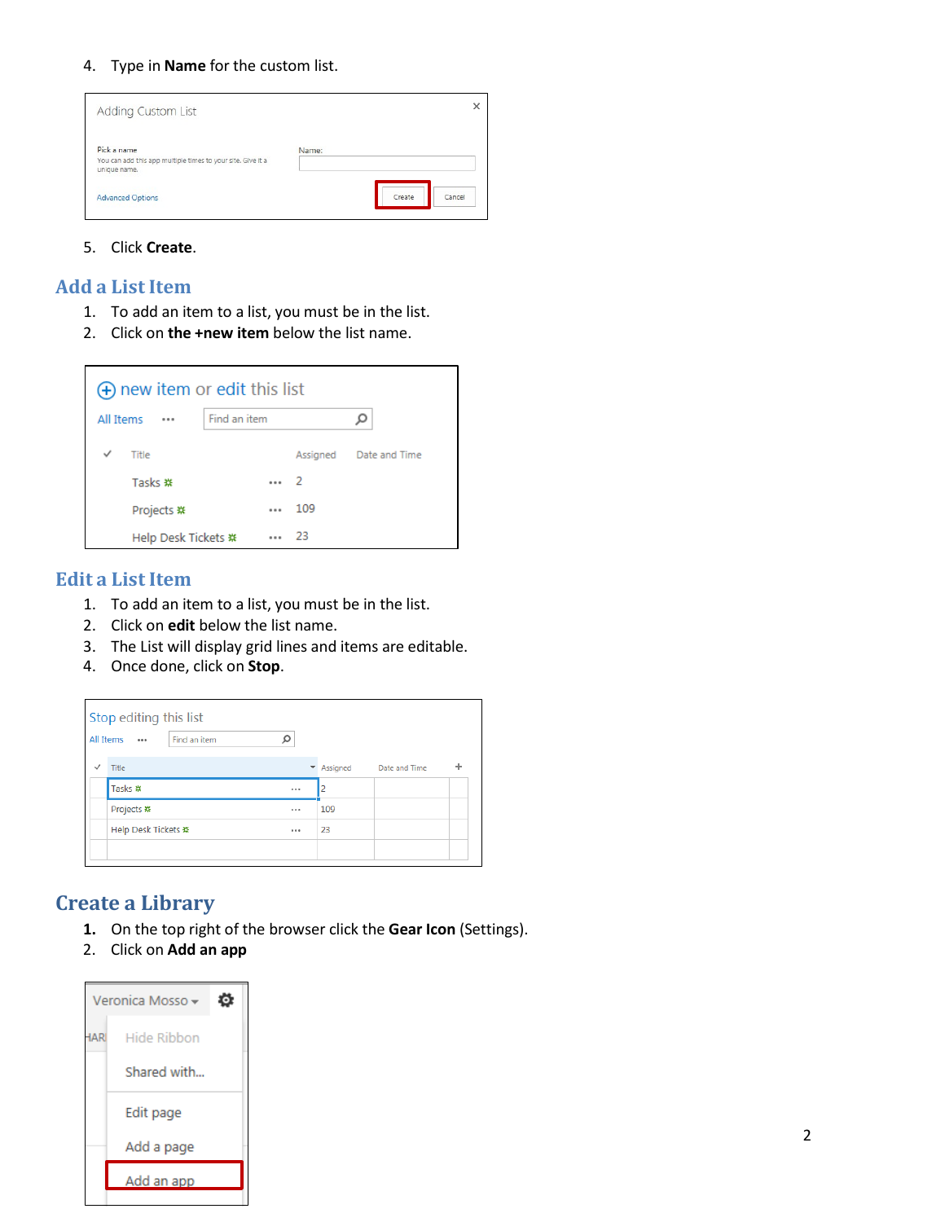4. Type in **Name** for the custom list.

5. Click **Create**.

## Add a List Item

1. To add an item to a list, you must be in the list.
2. Click on **the +new item** below the list name.

## Edit a List Item

1. To add an item to a list, you must be in the list.
2. Click on **edit** below the list name.
3. The List will display grid lines and items are editable.
4. Once done, click on **Stop**.

## Create a Library

1. On the top right of the browser click the **Gear Icon** (Settings).
2. Click on **Add an app**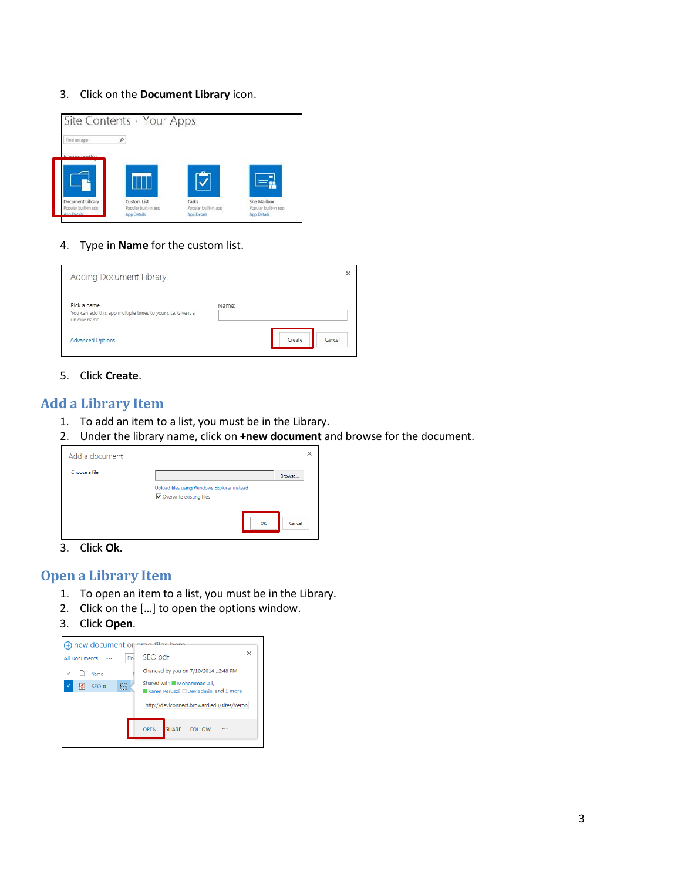3. Click on the **Document Library** icon.

4. Type in **Name** for the custom list.

5. Click **Create**.

## Add a Library Item

1. To add an item to a list, you must be in the Library.
2. Under the library name, click on **+new document** and browse for the document.
3. Click **Ok**.

## Open a Library Item

1. To open an item to a list, you must be in the Library.
2. Click on the [...] to open the options window.
3. Click **Open**.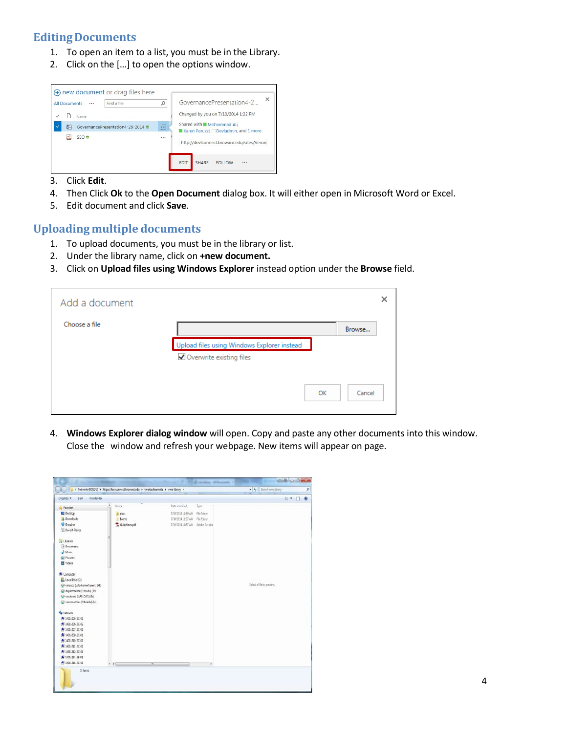## Editing Documents

1. To open an item to a list, you must be in the Library.
2. Click on the [...] to open the options window.
3. Click **Edit**.
4. Then Click **Ok** to the **Open Document** dialog box. It will either open in Microsoft Word or Excel.
5. Edit document and click **Save**.

## Uploading multiple documents

1. To upload documents, you must be in the library or list.
2. Under the library name, click on **+new document.**
3. Click on **Upload files using Windows Explorer** instead option under the **Browse** field.
4. **Windows Explorer dialog window** will open. Copy and paste any other documents into this window. Close the window and refresh your webpage. New items will appear on page.